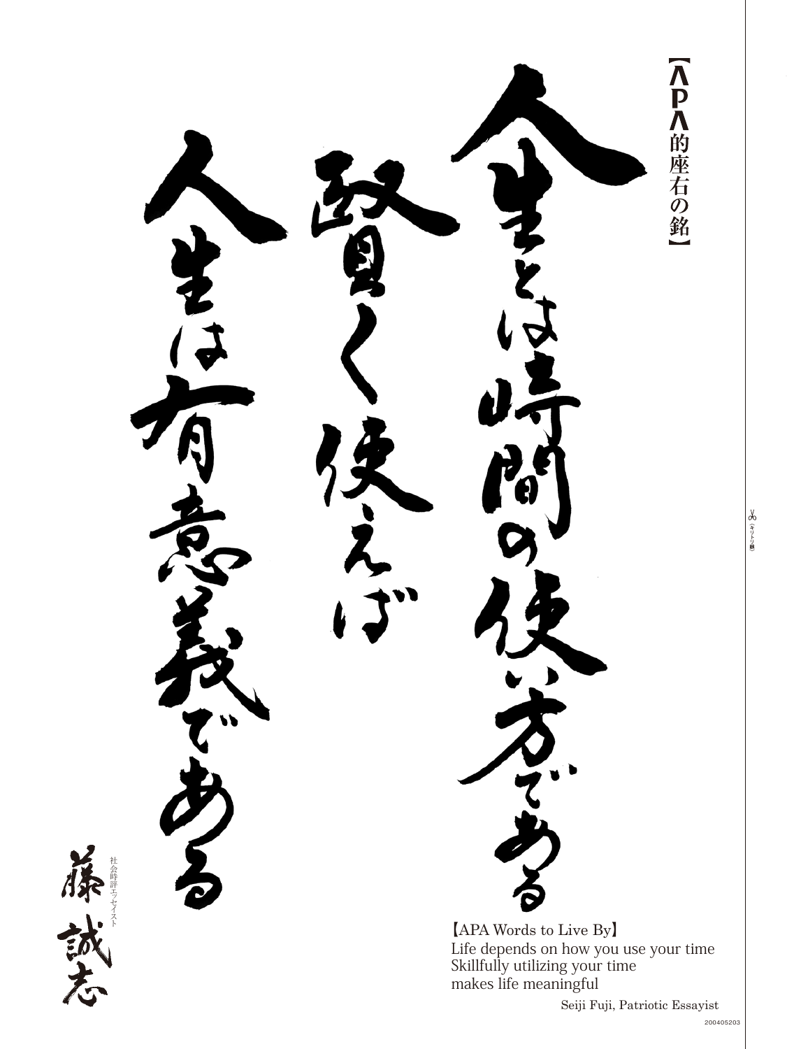【APA的座右の銘】

人生とは時間の使い方である
賢く使えば
人生は有意義である

社会時評エッセイスト
藤 誠志

【APA Words to Live By】
Life depends on how you use your time
Skillfully utilizing your time
makes life meaningful

Seiji Fuji, Patriotic Essayist

200405203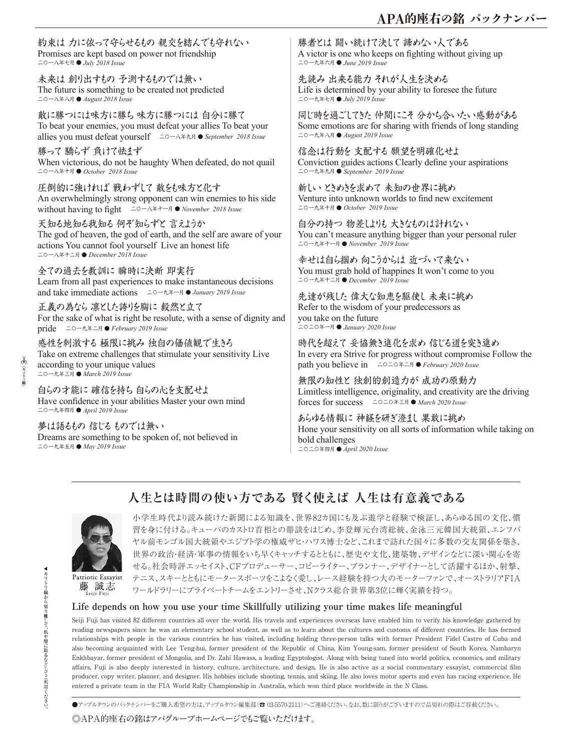# APA的座右の銘 バックナンバー

約束は 力に依って守らせるもの 親交を結んでも守れない
Promises are kept based on power not friendship
二〇一八年七月 ● *July 2018 Issue*

未来は 創り出すもの 予測するものでは無い
The future is something to be created not predicted
二〇一八年八月 ● *August 2018 Issue*

敵に勝つには味方に勝ち 味方に勝つには 自分に勝て
To beat your enemies, you must defeat your allies To beat your allies you must defeat yourself 二〇一八年九月 ● *September 2018 Issue*

勝って 驕らず 負けて怯まず
When victorious, do not be haughty When defeated, do not quail
二〇一八年十月 ● *October 2018 Issue*

圧倒的に強ければ 戦わずして 敵をも味方と化す
An overwhelmingly strong opponent can win enemies to his side without having to fight 二〇一八年十一月 ● *November 2018 Issue*

天知る地知る我知る 何ぞ知らずと 言えようか
The god of heaven, the god of earth, and the self are aware of your actions You cannot fool yourself Live an honest life
二〇一八年十二月 ● *December 2018 Issue*

全ての過去を教訓に 瞬時に決断 即実行
Learn from all past experiences to make instantaneous decisions and take immediate actions 二〇一九年一月 ● *January 2019 Issue*

正義の為なら 凛とした誇りを胸に 毅然と立て
For the sake of what is right be resolute, with a sense of dignity and pride 二〇一九年二月 ● *February 2019 Issue*

感性を刺激する 極限に挑み 独自の価値観で生きろ
Take on extreme challenges that stimulate your sensitivity Live according to your unique values
二〇一九年三月 ● *March 2019 Issue*

自らの才能に 確信を持ち 自らの心を支配せよ
Have confidence in your abilities Master your own mind
二〇一九年四月 ● *April 2019 Issue*

夢は語るもの 信じる ものでは無い
Dreams are something to be spoken of, not believed in
二〇一九年五月 ● *May 2019 Issue*

勝者とは 闘い続けて決して 諦めない人である
A victor is one who keeps on fighting without giving up
二〇一九年六月 ● *June 2019 Issue*

先読み 出来る能力 それが人生を決める
Life is determined by your ability to foresee the future
二〇一九年七月 ● *July 2019 Issue*

同じ時を過ごしてきた 仲間にこそ 分かち合いたい感動がある
Some emotions are for sharing with friends of long standing
二〇一九年八月 ● *August 2019 Issue*

信念は行動を 支配する 願望を明確化せよ
Conviction guides actions Clearly define your aspirations
二〇一九年九月 ● *September 2019 Issue*

新しい ときめきを求めて 未知の世界に挑め
Venture into unknown worlds to find new excitement
二〇一九年十月 ● *October 2019 Issue*

自分の持つ 物差しよりも 大きなものは計れない
You can't measure anything bigger than your personal ruler
二〇一九年十一月 ● *November 2019 Issue*

幸せは自ら掴め 向こうからは 近づいて来ない
You must grab hold of happines It won't come to you
二〇一九年十二月 ● *December 2019 Issue*

先達が残した 偉大な知恵を駆使し 未来に挑め
Refer to the wisdom of your predecessors as you take on the future
二〇二〇年一月 ● *January 2020 Issue*

時代を超えて 妥協無き進化を求め 信じる道を突き進め
In every era Strive for progress without compromise Follow the path you believe in 二〇二〇年二月 ● *February 2020 Issue*

無限の知性と 独創的創造力が 成功の原動力
Limitless intelligence, originality, and creativity are the driving forces for success 二〇二〇年三月 ● *March 2020 Issue*

あらゆる情報に 神経を研ぎ澄まし 果敢に挑め
Hone your sensitivity on all sorts of information while taking on bold challenges
二〇二〇年四月 ● *April 2020 Issue*

## 人生とは時間の使い方である 賢く使えば 人生は有意義である

Patriotic Essayist
藤 誠志
Seiji Fuji

小学生時代より読み続けた新聞による知識を、世界82カ国にも及ぶ遊学と経験で検証し、あらゆる国の文化、慣習を身に付ける。キューバのカストロ首相との鼎談をはじめ、李登輝元台湾総統、金泳三元韓国大統領、エンフバヤル前モンゴル国大統領やエジプト学の権威ザヒ・ハワス博士など、これまで訪れた国々に多数の交友関係を築き、世界の政治・経済・軍事の情報をいち早くキャッチするとともに、歴史や文化、建築物、デザインなどに深い関心を寄せる。社会時評エッセイスト、CFプロデューサー、コピーライター、プランナー、デザイナーとして活躍するほか、射撃、テニス、スキーとともにモータースポーツをこよなく愛し、レース経験を持つ大のモーターファンで、オーストラリアFIAワールドラリーにプライベートチームをエントリーさせ、Nクラス総合世界第3位に輝く実績を持つ。

### Life depends on how you use your time Skillfully utilizing your time makes life meaningful

Seiji Fuji has visited 82 different countries all over the world. His travels and experiences overseas have enabled him to verify his knowledge gathered by reading newspapers since he was an elementary school student, as well as to learn about the cultures and customs of different countries. He has formed relationships with people in the various countries he has visited, including holding three-person talks with former President Fidel Castro of Cuba and also becoming acquainted with Lee Teng-hui, former president of the Republic of China, Kim Young-sam, former president of South Korea, Nambaryn Enkhbayar, former president of Mongolia, and Dr. Zahi Hawass, a leading Egyptologist. Along with being tuned into world politics, economics, and military affairs, Fuji is also deeply interested in history, culture, architecture, and design. He is also active as a social commentary essayist, commercial film producer, copy writer, planner, and designer. His hobbies include shooting, tennis, and skiing. He also loves motor sports and even has racing experience. He entered a private team in the FIA World Rally Championship in Australia, which won third place worldwide in the N Class.

●アップルタウンのバックナンバーをご購入希望の方は、アップルタウン編集部(☎ 03-5570-2111)へご連絡ください。なお、数に限りがございますので品切れの際はご容赦ください。

◎APA的座右の銘はアパグループホームページでもご覧いただけます。

◀キリトリ線から切り離して、机や壁に貼るなどしてご利用ください。